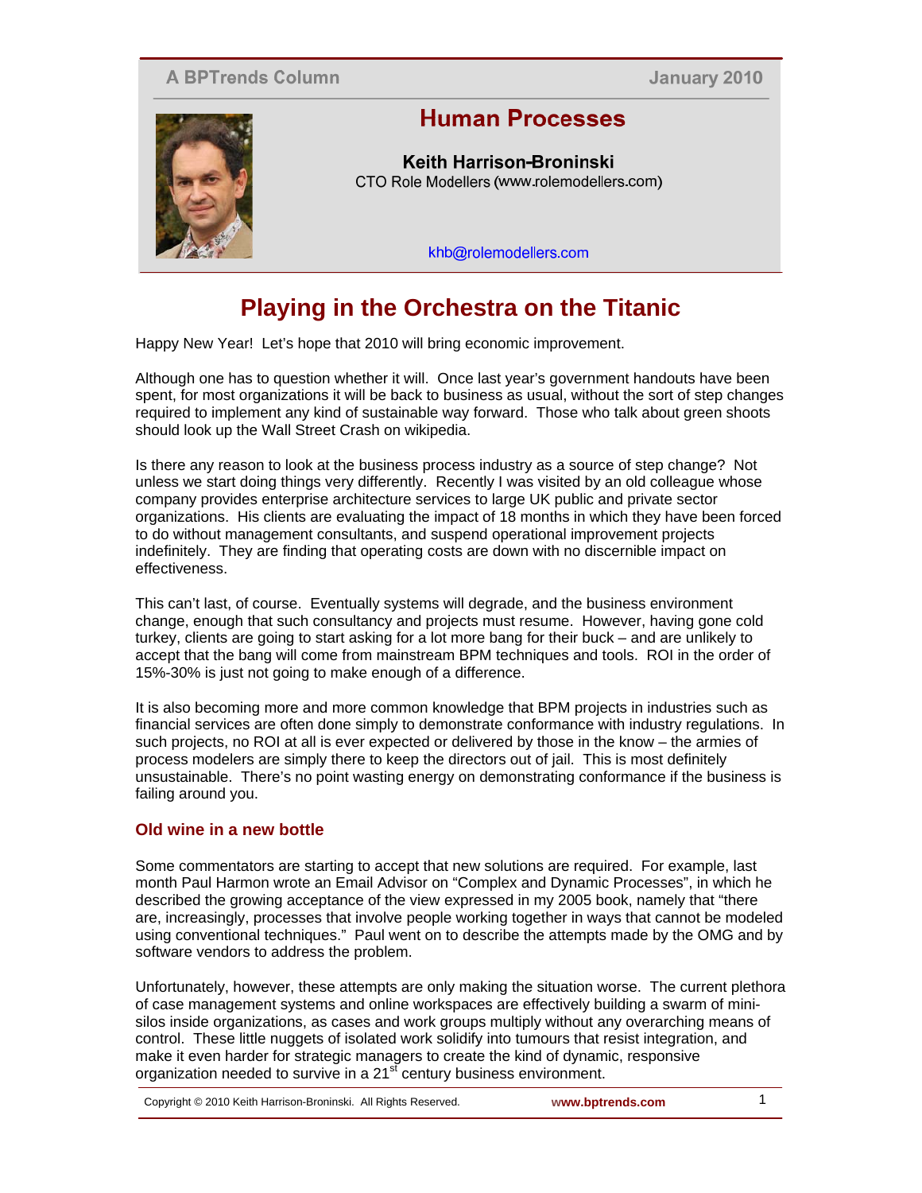A BPTrends Column

January 2010

# Human Processes

**Keith Harrison-Broninski**
CTO Role Modellers (www.rolemodellers.com)

khb@rolemodellers.com

# Playing in the Orchestra on the Titanic

Happy New Year! Let's hope that 2010 will bring economic improvement.

Although one has to question whether it will. Once last year's government handouts have been spent, for most organizations it will be back to business as usual, without the sort of step changes required to implement any kind of sustainable way forward. Those who talk about green shoots should look up the Wall Street Crash on wikipedia.

Is there any reason to look at the business process industry as a source of step change? Not unless we start doing things very differently. Recently I was visited by an old colleague whose company provides enterprise architecture services to large UK public and private sector organizations. His clients are evaluating the impact of 18 months in which they have been forced to do without management consultants, and suspend operational improvement projects indefinitely. They are finding that operating costs are down with no discernible impact on effectiveness.

This can't last, of course. Eventually systems will degrade, and the business environment change, enough that such consultancy and projects must resume. However, having gone cold turkey, clients are going to start asking for a lot more bang for their buck – and are unlikely to accept that the bang will come from mainstream BPM techniques and tools. ROI in the order of 15%-30% is just not going to make enough of a difference.

It is also becoming more and more common knowledge that BPM projects in industries such as financial services are often done simply to demonstrate conformance with industry regulations. In such projects, no ROI at all is ever expected or delivered by those in the know – the armies of process modelers are simply there to keep the directors out of jail. This is most definitely unsustainable. There's no point wasting energy on demonstrating conformance if the business is failing around you.

## Old wine in a new bottle

Some commentators are starting to accept that new solutions are required. For example, last month Paul Harmon wrote an Email Advisor on "Complex and Dynamic Processes", in which he described the growing acceptance of the view expressed in my 2005 book, namely that "there are, increasingly, processes that involve people working together in ways that cannot be modeled using conventional techniques." Paul went on to describe the attempts made by the OMG and by software vendors to address the problem.

Unfortunately, however, these attempts are only making the situation worse. The current plethora of case management systems and online workspaces are effectively building a swarm of mini-silos inside organizations, as cases and work groups multiply without any overarching means of control. These little nuggets of isolated work solidify into tumours that resist integration, and make it even harder for strategic managers to create the kind of dynamic, responsive organization needed to survive in a 21st century business environment.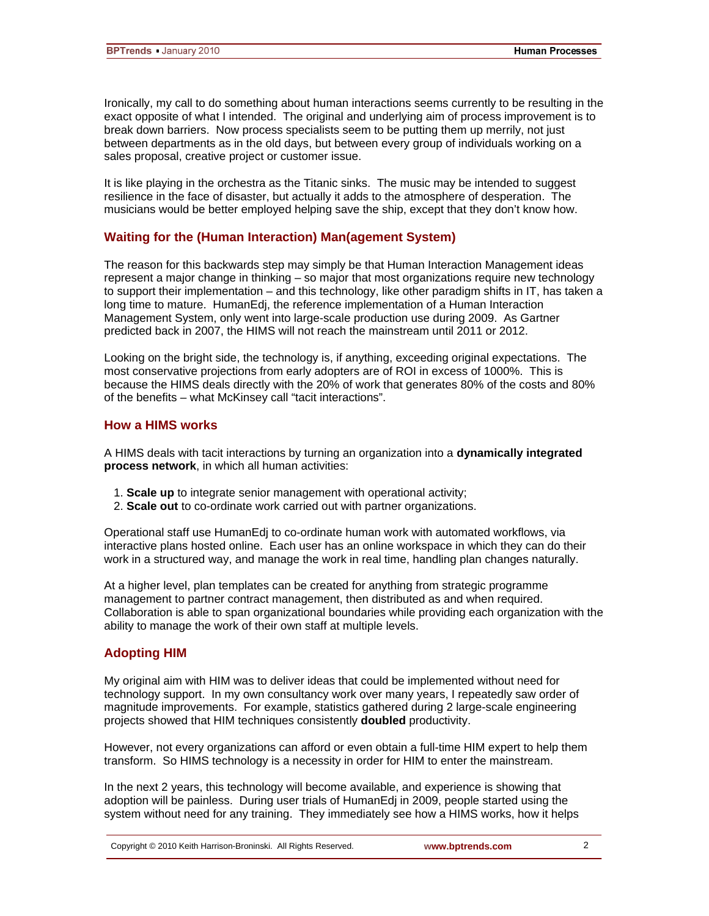Ironically, my call to do something about human interactions seems currently to be resulting in the exact opposite of what I intended. The original and underlying aim of process improvement is to break down barriers. Now process specialists seem to be putting them up merrily, not just between departments as in the old days, but between every group of individuals working on a sales proposal, creative project or customer issue.

It is like playing in the orchestra as the Titanic sinks. The music may be intended to suggest resilience in the face of disaster, but actually it adds to the atmosphere of desperation. The musicians would be better employed helping save the ship, except that they don't know how.

## Waiting for the (Human Interaction) Man(agement System)

The reason for this backwards step may simply be that Human Interaction Management ideas represent a major change in thinking – so major that most organizations require new technology to support their implementation – and this technology, like other paradigm shifts in IT, has taken a long time to mature. HumanEdj, the reference implementation of a Human Interaction Management System, only went into large-scale production use during 2009. As Gartner predicted back in 2007, the HIMS will not reach the mainstream until 2011 or 2012.

Looking on the bright side, the technology is, if anything, exceeding original expectations. The most conservative projections from early adopters are of ROI in excess of 1000%. This is because the HIMS deals directly with the 20% of work that generates 80% of the costs and 80% of the benefits – what McKinsey call "tacit interactions".

## How a HIMS works

A HIMS deals with tacit interactions by turning an organization into a **dynamically integrated process network**, in which all human activities:

1. **Scale up** to integrate senior management with operational activity;
2. **Scale out** to co-ordinate work carried out with partner organizations.

Operational staff use HumanEdj to co-ordinate human work with automated workflows, via interactive plans hosted online. Each user has an online workspace in which they can do their work in a structured way, and manage the work in real time, handling plan changes naturally.

At a higher level, plan templates can be created for anything from strategic programme management to partner contract management, then distributed as and when required. Collaboration is able to span organizational boundaries while providing each organization with the ability to manage the work of their own staff at multiple levels.

## Adopting HIM

My original aim with HIM was to deliver ideas that could be implemented without need for technology support. In my own consultancy work over many years, I repeatedly saw order of magnitude improvements. For example, statistics gathered during 2 large-scale engineering projects showed that HIM techniques consistently **doubled** productivity.

However, not every organizations can afford or even obtain a full-time HIM expert to help them transform. So HIMS technology is a necessity in order for HIM to enter the mainstream.

In the next 2 years, this technology will become available, and experience is showing that adoption will be painless. During user trials of HumanEdj in 2009, people started using the system without need for any training. They immediately see how a HIMS works, how it helps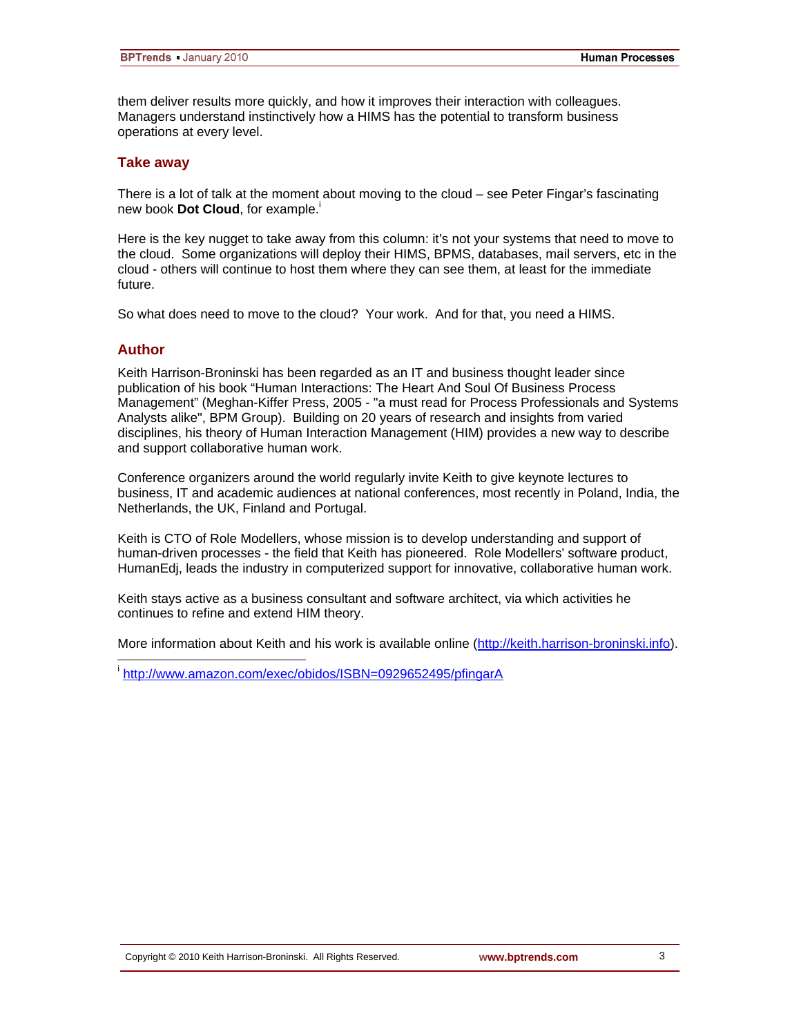them deliver results more quickly, and how it improves their interaction with colleagues. Managers understand instinctively how a HIMS has the potential to transform business operations at every level.

## Take away

There is a lot of talk at the moment about moving to the cloud – see Peter Fingar's fascinating new book **Dot Cloud**, for example.[i]

Here is the key nugget to take away from this column: it's not your systems that need to move to the cloud. Some organizations will deploy their HIMS, BPMS, databases, mail servers, etc in the cloud - others will continue to host them where they can see them, at least for the immediate future.

So what does need to move to the cloud? Your work. And for that, you need a HIMS.

## Author

Keith Harrison-Broninski has been regarded as an IT and business thought leader since publication of his book "Human Interactions: The Heart And Soul Of Business Process Management" (Meghan-Kiffer Press, 2005 - "a must read for Process Professionals and Systems Analysts alike", BPM Group). Building on 20 years of research and insights from varied disciplines, his theory of Human Interaction Management (HIM) provides a new way to describe and support collaborative human work.

Conference organizers around the world regularly invite Keith to give keynote lectures to business, IT and academic audiences at national conferences, most recently in Poland, India, the Netherlands, the UK, Finland and Portugal.

Keith is CTO of Role Modellers, whose mission is to develop understanding and support of human-driven processes - the field that Keith has pioneered. Role Modellers' software product, HumanEdj, leads the industry in computerized support for innovative, collaborative human work.

Keith stays active as a business consultant and software architect, via which activities he continues to refine and extend HIM theory.

More information about Keith and his work is available online (http://keith.harrison-broninski.info).

---

[i] http://www.amazon.com/exec/obidos/ISBN=0929652495/pfingarA